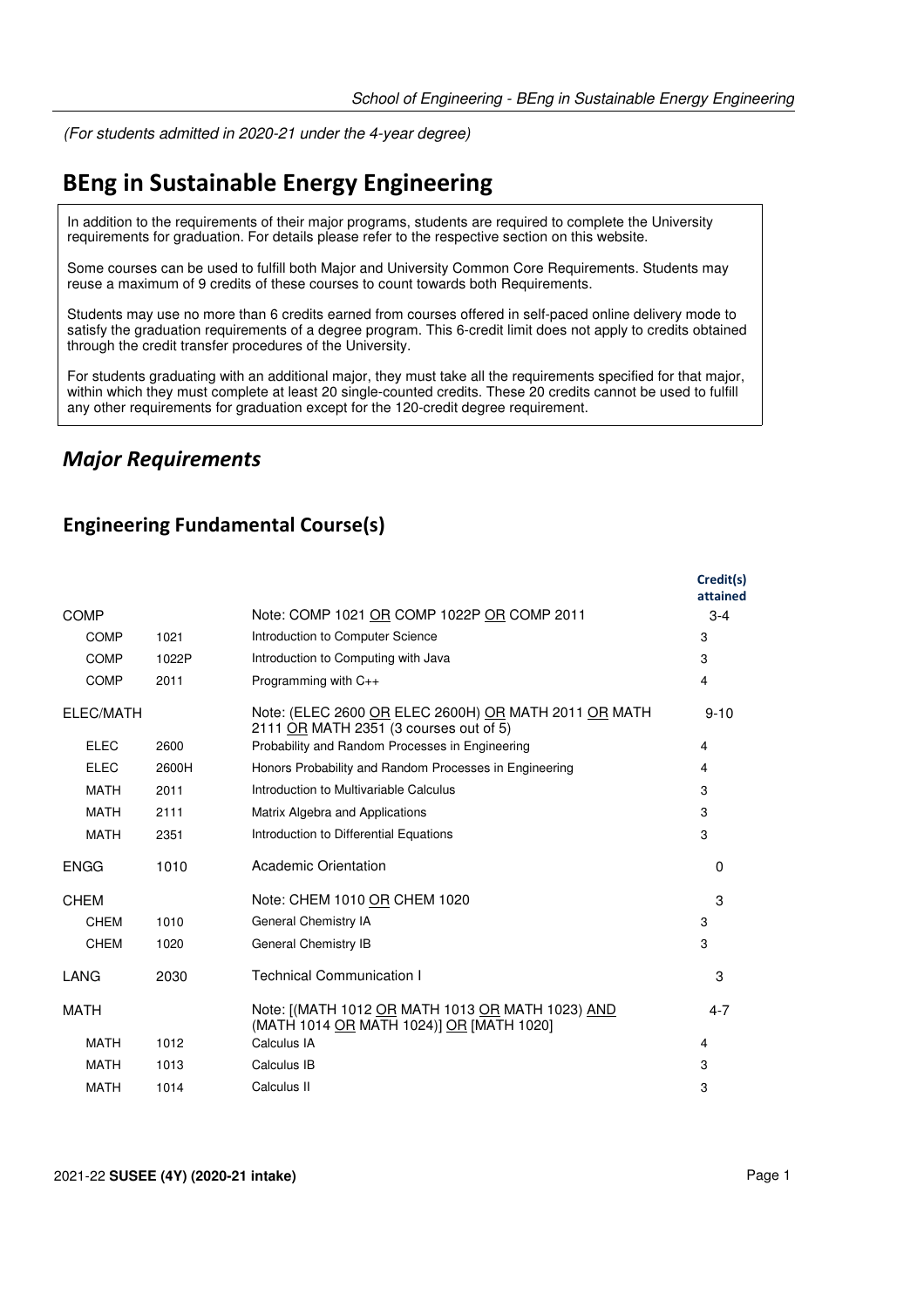*(For students admitted in 2020-21 under the 4-year degree)*

# BEng in Sustainable Energy Engineering

In addition to the requirements of their major programs, students are required to complete the University requirements for graduation. For details please refer to the respective section on this website.

Some courses can be used to fulfill both Major and University Common Core Requirements. Students may reuse a maximum of 9 credits of these courses to count towards both Requirements.

Students may use no more than 6 credits earned from courses offered in self-paced online delivery mode to satisfy the graduation requirements of a degree program. This 6-credit limit does not apply to credits obtained through the credit transfer procedures of the University.

For students graduating with an additional major, they must take all the requirements specified for that major, within which they must complete at least 20 single-counted credits. These 20 credits cannot be used to fulfill any other requirements for graduation except for the 120-credit degree requirement.

## *Major Requirements*

### Engineering Fundamental Course(s)

| | | | Credit(s) attained |
|---|---|---|---|
| COMP | | Note: COMP 1021 OR COMP 1022P OR COMP 2011 | 3-4 |
| COMP | 1021 | Introduction to Computer Science | 3 |
| COMP | 1022P | Introduction to Computing with Java | 3 |
| COMP | 2011 | Programming with C++ | 4 |
| ELEC/MATH | | Note: (ELEC 2600 OR ELEC 2600H) OR MATH 2011 OR MATH 2111 OR MATH 2351 (3 courses out of 5) | 9-10 |
| ELEC | 2600 | Probability and Random Processes in Engineering | 4 |
| ELEC | 2600H | Honors Probability and Random Processes in Engineering | 4 |
| MATH | 2011 | Introduction to Multivariable Calculus | 3 |
| MATH | 2111 | Matrix Algebra and Applications | 3 |
| MATH | 2351 | Introduction to Differential Equations | 3 |
| ENGG | 1010 | Academic Orientation | 0 |
| CHEM | | Note: CHEM 1010 OR CHEM 1020 | 3 |
| CHEM | 1010 | General Chemistry IA | 3 |
| CHEM | 1020 | General Chemistry IB | 3 |
| LANG | 2030 | Technical Communication I | 3 |
| MATH | | Note: [(MATH 1012 OR MATH 1013 OR MATH 1023) AND (MATH 1014 OR MATH 1024)] OR [MATH 1020] | 4-7 |
| MATH | 1012 | Calculus IA | 4 |
| MATH | 1013 | Calculus IB | 3 |
| MATH | 1014 | Calculus II | 3 |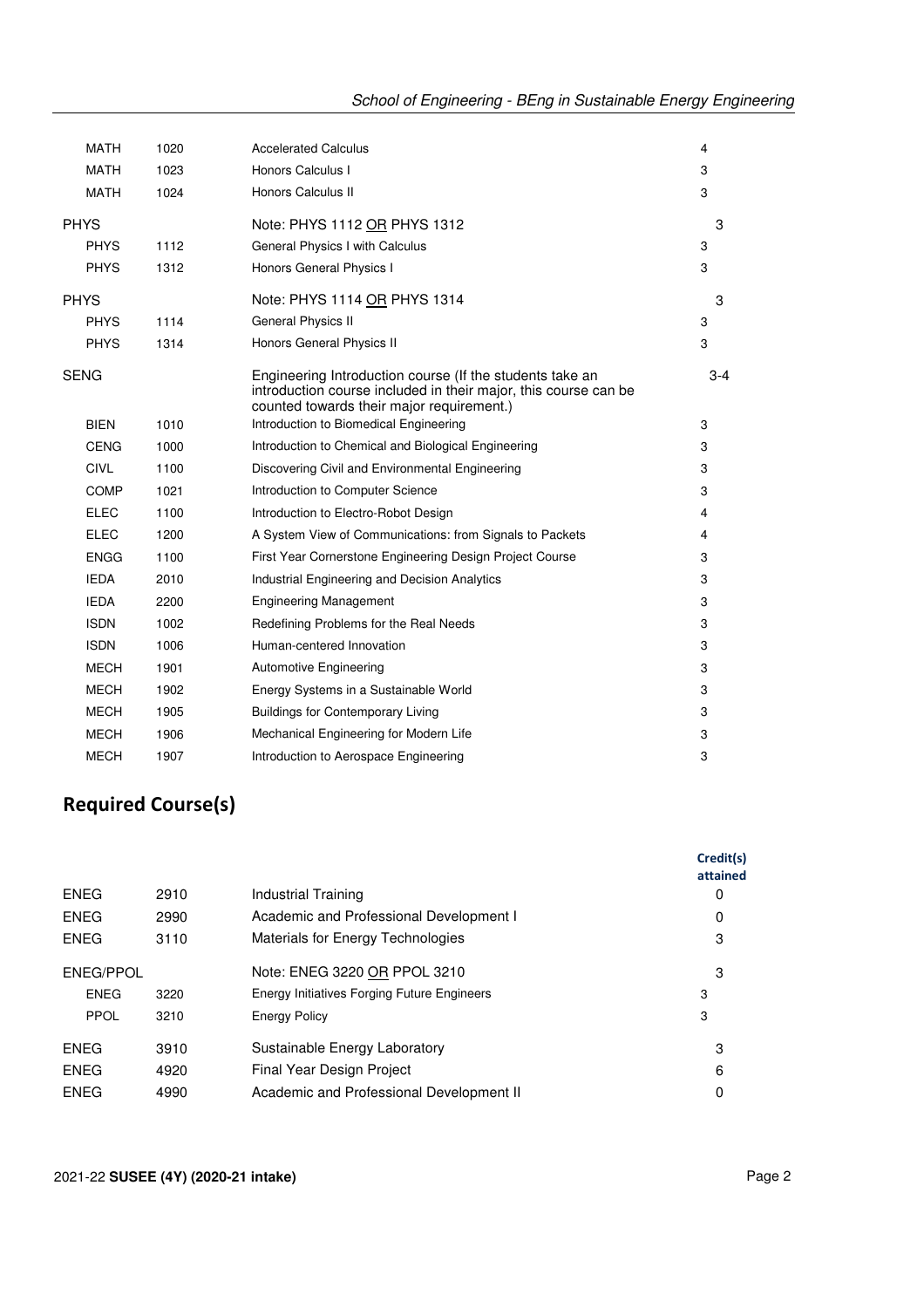| | | | |
|---|---|---|---|
| MATH | 1020 | Accelerated Calculus | 4 |
| MATH | 1023 | Honors Calculus I | 3 |
| MATH | 1024 | Honors Calculus II | 3 |
| PHYS | | Note: PHYS 1112 OR PHYS 1312 | 3 |
| PHYS | 1112 | General Physics I with Calculus | 3 |
| PHYS | 1312 | Honors General Physics I | 3 |
| PHYS | | Note: PHYS 1114 OR PHYS 1314 | 3 |
| PHYS | 1114 | General Physics II | 3 |
| PHYS | 1314 | Honors General Physics II | 3 |
| SENG | | Engineering Introduction course (If the students take an introduction course included in their major, this course can be counted towards their major requirement.) | 3-4 |
| BIEN | 1010 | Introduction to Biomedical Engineering | 3 |
| CENG | 1000 | Introduction to Chemical and Biological Engineering | 3 |
| CIVL | 1100 | Discovering Civil and Environmental Engineering | 3 |
| COMP | 1021 | Introduction to Computer Science | 3 |
| ELEC | 1100 | Introduction to Electro-Robot Design | 4 |
| ELEC | 1200 | A System View of Communications: from Signals to Packets | 4 |
| ENGG | 1100 | First Year Cornerstone Engineering Design Project Course | 3 |
| IEDA | 2010 | Industrial Engineering and Decision Analytics | 3 |
| IEDA | 2200 | Engineering Management | 3 |
| ISDN | 1002 | Redefining Problems for the Real Needs | 3 |
| ISDN | 1006 | Human-centered Innovation | 3 |
| MECH | 1901 | Automotive Engineering | 3 |
| MECH | 1902 | Energy Systems in a Sustainable World | 3 |
| MECH | 1905 | Buildings for Contemporary Living | 3 |
| MECH | 1906 | Mechanical Engineering for Modern Life | 3 |
| MECH | 1907 | Introduction to Aerospace Engineering | 3 |

## Required Course(s)

| | | | Credit(s) attained |
|---|---|---|---|
| ENEG | 2910 | Industrial Training | 0 |
| ENEG | 2990 | Academic and Professional Development I | 0 |
| ENEG | 3110 | Materials for Energy Technologies | 3 |
| ENEG/PPOL | | Note: ENEG 3220 OR PPOL 3210 | 3 |
| ENEG | 3220 | Energy Initiatives Forging Future Engineers | 3 |
| PPOL | 3210 | Energy Policy | 3 |
| ENEG | 3910 | Sustainable Energy Laboratory | 3 |
| ENEG | 4920 | Final Year Design Project | 6 |
| ENEG | 4990 | Academic and Professional Development II | 0 |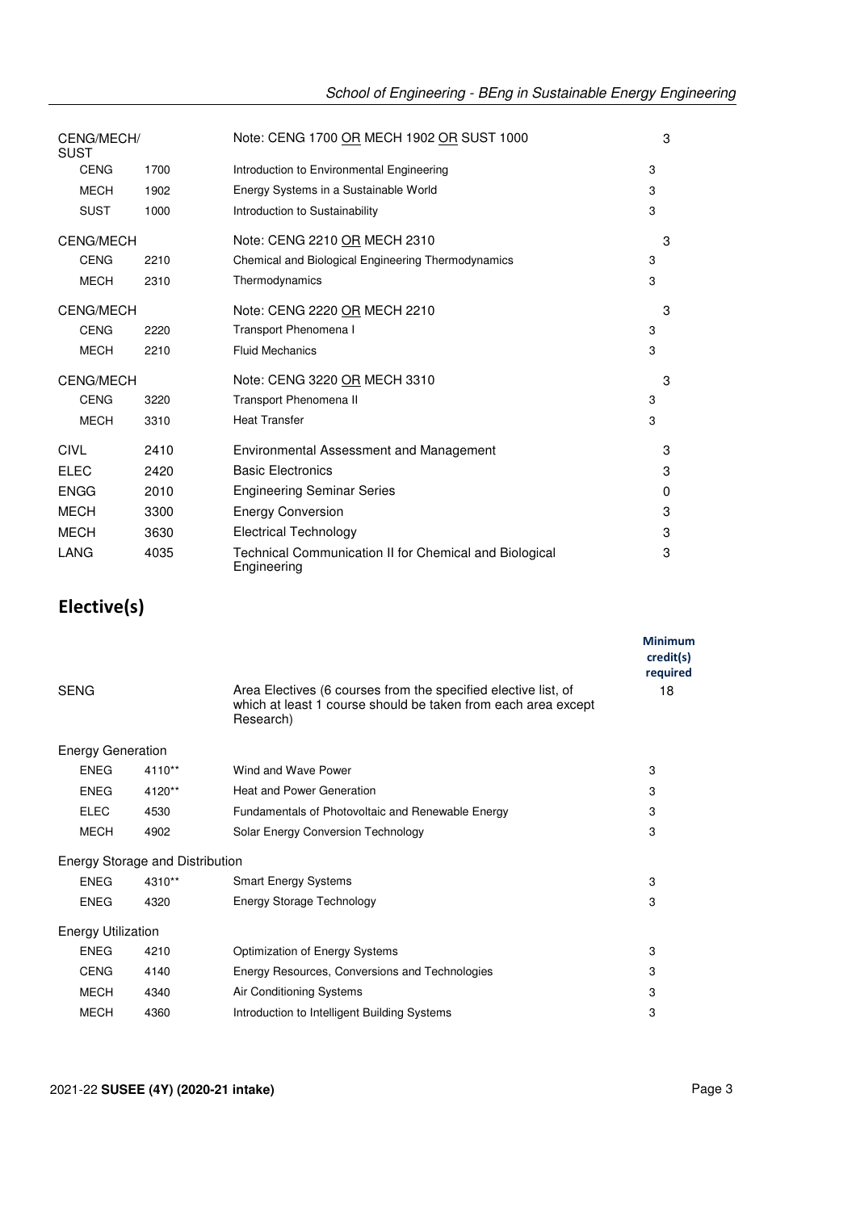| | | | |
|---|---|---|---|
| CENG/MECH/SUST | | Note: CENG 1700 OR MECH 1902 OR SUST 1000 | 3 |
| CENG | 1700 | Introduction to Environmental Engineering | 3 |
| MECH | 1902 | Energy Systems in a Sustainable World | 3 |
| SUST | 1000 | Introduction to Sustainability | 3 |
| CENG/MECH | | Note: CENG 2210 OR MECH 2310 | 3 |
| CENG | 2210 | Chemical and Biological Engineering Thermodynamics | 3 |
| MECH | 2310 | Thermodynamics | 3 |
| CENG/MECH | | Note: CENG 2220 OR MECH 2210 | 3 |
| CENG | 2220 | Transport Phenomena I | 3 |
| MECH | 2210 | Fluid Mechanics | 3 |
| CENG/MECH | | Note: CENG 3220 OR MECH 3310 | 3 |
| CENG | 3220 | Transport Phenomena II | 3 |
| MECH | 3310 | Heat Transfer | 3 |
| CIVL | 2410 | Environmental Assessment and Management | 3 |
| ELEC | 2420 | Basic Electronics | 3 |
| ENGG | 2010 | Engineering Seminar Series | 0 |
| MECH | 3300 | Energy Conversion | 3 |
| MECH | 3630 | Electrical Technology | 3 |
| LANG | 4035 | Technical Communication II for Chemical and Biological Engineering | 3 |

## Elective(s)

| | | | Minimum credit(s) required |
|---|---|---|---|
| SENG | | Area Electives (6 courses from the specified elective list, of which at least 1 course should be taken from each area except Research) | 18 |
| Energy Generation | | | |
| ENEG | 4110** | Wind and Wave Power | 3 |
| ENEG | 4120** | Heat and Power Generation | 3 |
| ELEC | 4530 | Fundamentals of Photovoltaic and Renewable Energy | 3 |
| MECH | 4902 | Solar Energy Conversion Technology | 3 |
| Energy Storage and Distribution | | | |
| ENEG | 4310** | Smart Energy Systems | 3 |
| ENEG | 4320 | Energy Storage Technology | 3 |
| Energy Utilization | | | |
| ENEG | 4210 | Optimization of Energy Systems | 3 |
| CENG | 4140 | Energy Resources, Conversions and Technologies | 3 |
| MECH | 4340 | Air Conditioning Systems | 3 |
| MECH | 4360 | Introduction to Intelligent Building Systems | 3 |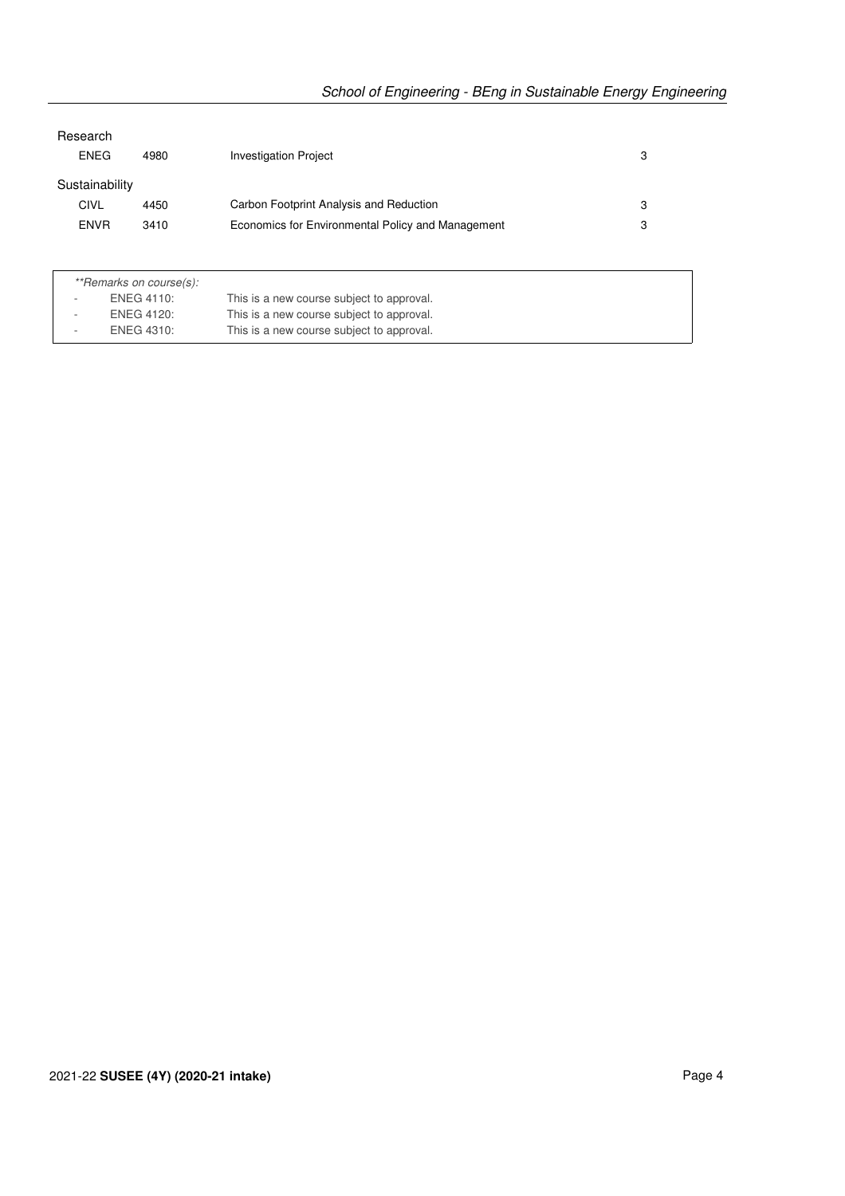Research

| | | | |
|---|---|---|---|
| ENEG | 4980 | Investigation Project | 3 |

Sustainability

| | | | |
|---|---|---|---|
| CIVL | 4450 | Carbon Footprint Analysis and Reduction | 3 |
| ENVR | 3410 | Economics for Environmental Policy and Management | 3 |

*\*\*Remarks on course(s):*

- ENEG 4110: This is a new course subject to approval.
- ENEG 4120: This is a new course subject to approval.
- ENEG 4310: This is a new course subject to approval.